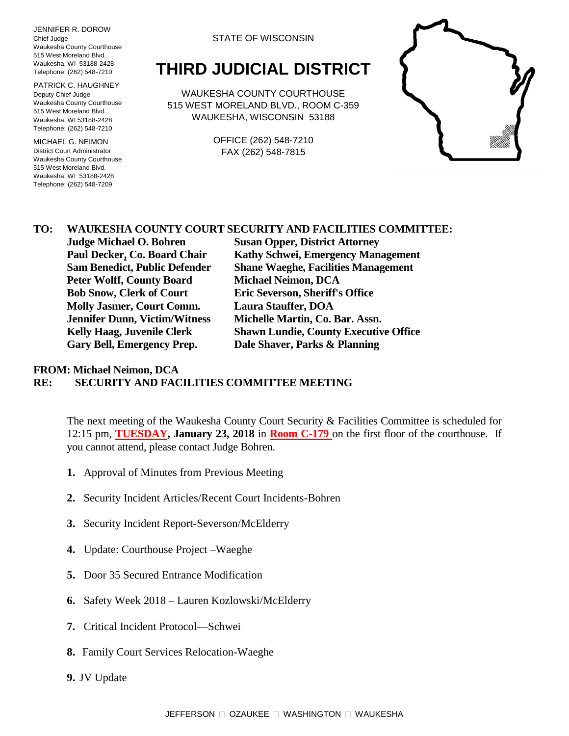JENNIFER R. DOROW
Chief Judge
Waukesha County Courthouse
515 West Moreland Blvd.
Waukesha, WI 53188-2428
Telephone: (262) 548-7210

PATRICK C. HAUGHNEY
Deputy Chief Judge
Waukesha County Courthouse
515 West Moreland Blvd.
Waukesha, WI 53188-2428
Telephone: (262) 548-7210

MICHAEL G. NEIMON
District Court Administrator
Waukesha County Courthouse
515 West Moreland Blvd.
Waukesha, WI 53188-2428
Telephone: (262) 548-7209

STATE OF WISCONSIN

# THIRD JUDICIAL DISTRICT

WAUKESHA COUNTY COURTHOUSE
515 WEST MORELAND BLVD., ROOM C-359
WAUKESHA, WISCONSIN 53188

OFFICE (262) 548-7210
FAX (262) 548-7815

**TO: WAUKESHA COUNTY COURT SECURITY AND FACILITIES COMMITTEE:**

| | |
|---|---|
| **Judge Michael O. Bohren** | **Susan Opper, District Attorney** |
| **Paul Decker, Co. Board Chair** | **Kathy Schwei, Emergency Management** |
| **Sam Benedict, Public Defender** | **Shane Waeghe, Facilities Management** |
| **Peter Wolff, County Board** | **Michael Neimon, DCA** |
| **Bob Snow, Clerk of Court** | **Eric Severson, Sheriff's Office** |
| **Molly Jasmer, Court Comm.** | **Laura Stauffer, DOA** |
| **Jennifer Dunn, Victim/Witness** | **Michelle Martin, Co. Bar. Assn.** |
| **Kelly Haag, Juvenile Clerk** | **Shawn Lundie, County Executive Office** |
| **Gary Bell, Emergency Prep.** | **Dale Shaver, Parks & Planning** |

**FROM: Michael Neimon, DCA**
**RE: SECURITY AND FACILITIES COMMITTEE MEETING**

The next meeting of the Waukesha County Court Security & Facilities Committee is scheduled for 12:15 pm, **TUESDAY, January 23, 2018** in **Room C-179** on the first floor of the courthouse. If you cannot attend, please contact Judge Bohren.

1. Approval of Minutes from Previous Meeting
2. Security Incident Articles/Recent Court Incidents-Bohren
3. Security Incident Report-Severson/McElderry
4. Update: Courthouse Project –Waeghe
5. Door 35 Secured Entrance Modification
6. Safety Week 2018 – Lauren Kozlowski/McElderry
7. Critical Incident Protocol—Schwei
8. Family Court Services Relocation-Waeghe
9. JV Update

JEFFERSON □ OZAUKEE □ WASHINGTON □ WAUKESHA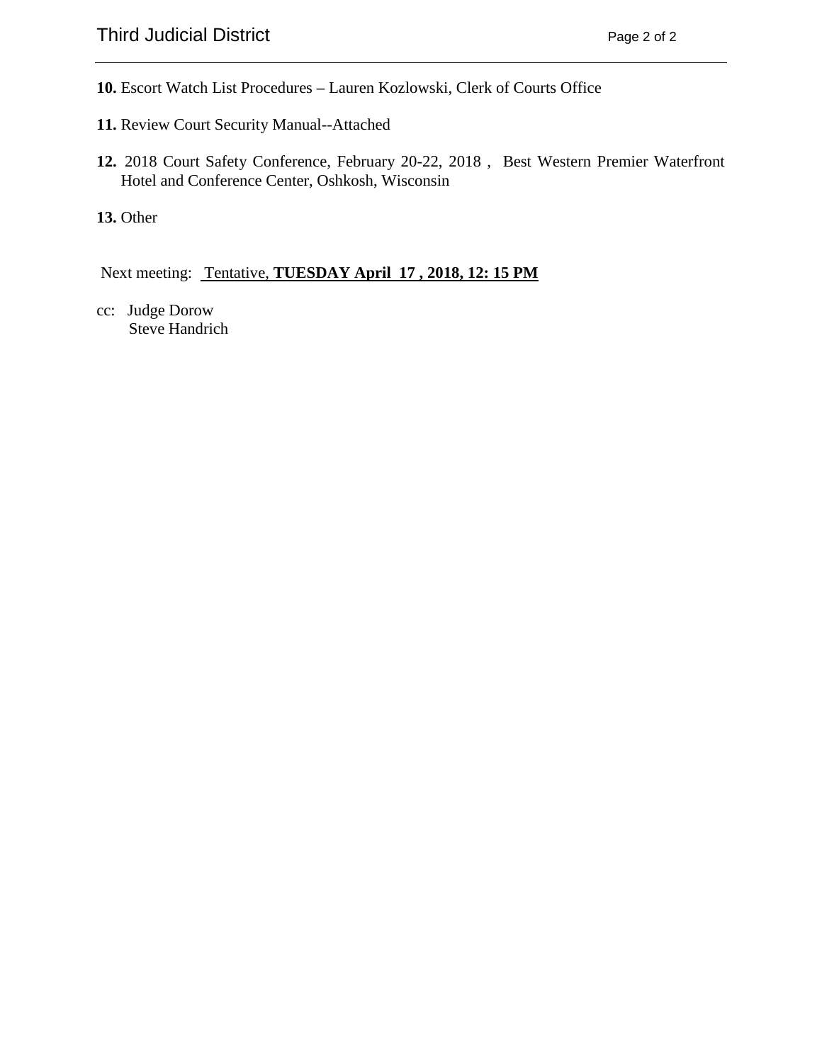**10.** Escort Watch List Procedures – Lauren Kozlowski, Clerk of Courts Office

**11.** Review Court Security Manual--Attached

**12.** 2018 Court Safety Conference, February 20-22, 2018 , Best Western Premier Waterfront Hotel and Conference Center, Oshkosh, Wisconsin

**13.** Other

Next meeting: Tentative, **TUESDAY April 17 , 2018, 12: 15 PM**

cc: Judge Dorow
Steve Handrich